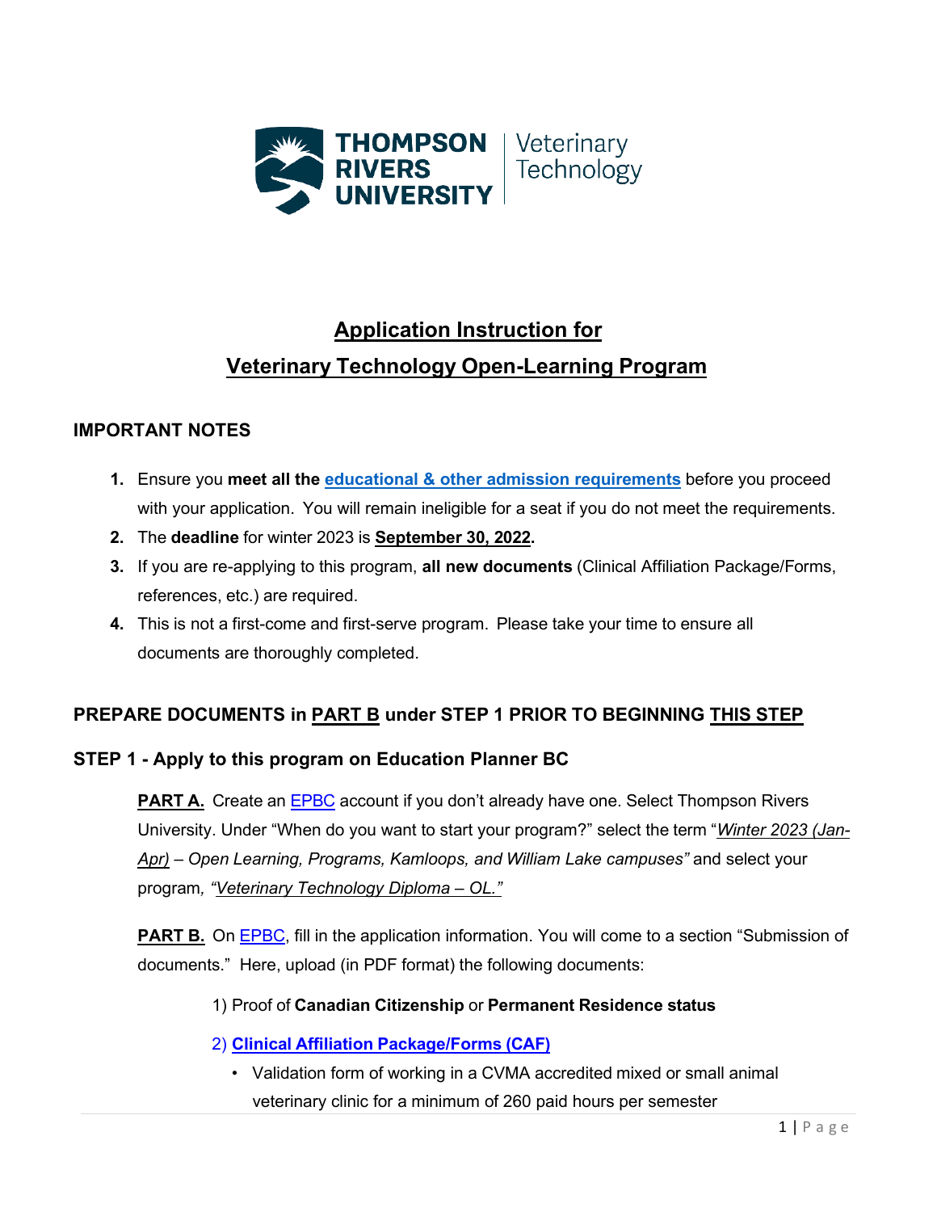THOMPSON RIVERS UNIVERSITY | Veterinary Technology

# Application Instruction for Veterinary Technology Open-Learning Program

## IMPORTANT NOTES

1. Ensure you **meet all the** **educational & other admission requirements** before you proceed with your application. You will remain ineligible for a seat if you do not meet the requirements.
2. The **deadline** for winter 2023 is **September 30, 2022.**
3. If you are re-applying to this program, **all new documents** (Clinical Affiliation Package/Forms, references, etc.) are required.
4. This is not a first-come and first-serve program. Please take your time to ensure all documents are thoroughly completed.

## PREPARE DOCUMENTS in PART B under STEP 1 PRIOR TO BEGINNING THIS STEP

## STEP 1 - Apply to this program on Education Planner BC

**PART A.** Create an EPBC account if you don't already have one. Select Thompson Rivers University. Under "When do you want to start your program?" select the term "*Winter 2023 (Jan-Apr) – Open Learning, Programs, Kamloops, and William Lake campuses"* and select your program*, "Veterinary Technology Diploma – OL."*

**PART B.** On EPBC, fill in the application information. You will come to a section "Submission of documents." Here, upload (in PDF format) the following documents:

1) Proof of **Canadian Citizenship** or **Permanent Residence status**

2) **Clinical Affiliation Package/Forms (CAF)**

- Validation form of working in a CVMA accredited mixed or small animal veterinary clinic for a minimum of 260 paid hours per semester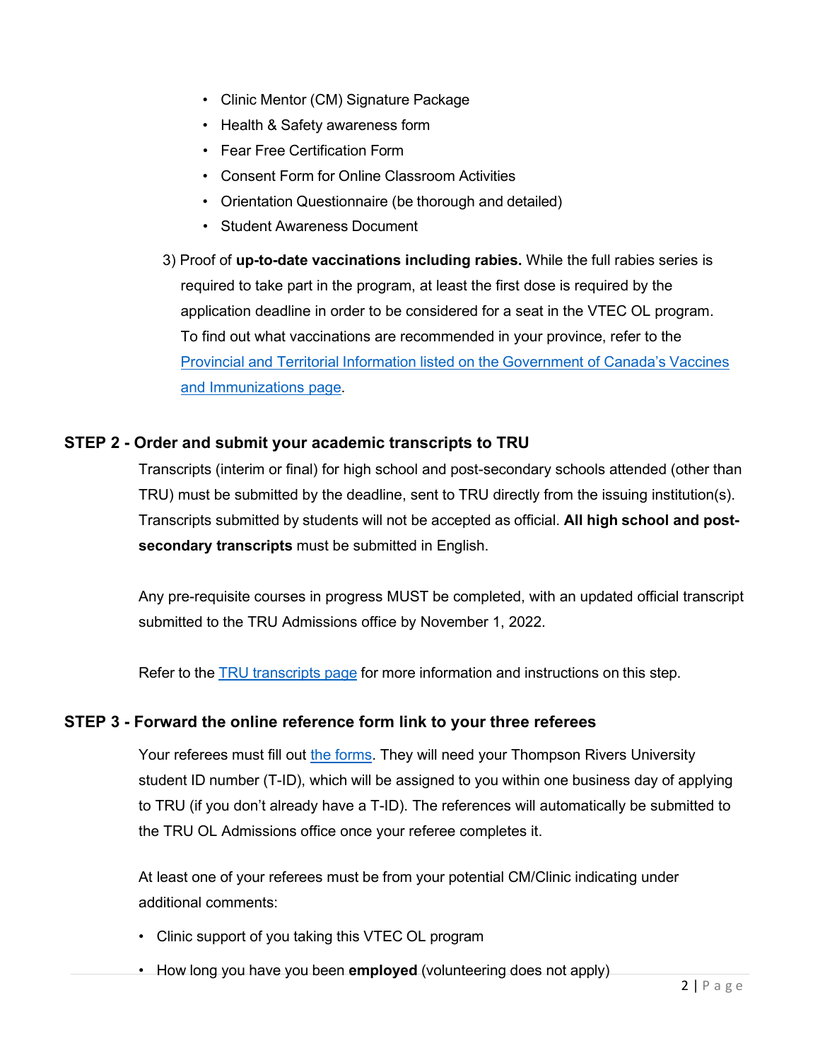- Clinic Mentor (CM) Signature Package
- Health & Safety awareness form
- Fear Free Certification Form
- Consent Form for Online Classroom Activities
- Orientation Questionnaire (be thorough and detailed)
- Student Awareness Document

3) Proof of **up-to-date vaccinations including rabies.** While the full rabies series is required to take part in the program, at least the first dose is required by the application deadline in order to be considered for a seat in the VTEC OL program. To find out what vaccinations are recommended in your province, refer to the Provincial and Territorial Information listed on the Government of Canada's Vaccines and Immunizations page.

### STEP 2 - Order and submit your academic transcripts to TRU

Transcripts (interim or final) for high school and post-secondary schools attended (other than TRU) must be submitted by the deadline, sent to TRU directly from the issuing institution(s). Transcripts submitted by students will not be accepted as official. **All high school and post-secondary transcripts** must be submitted in English.

Any pre-requisite courses in progress MUST be completed, with an updated official transcript submitted to the TRU Admissions office by November 1, 2022.

Refer to the TRU transcripts page for more information and instructions on this step.

### STEP 3 - Forward the online reference form link to your three referees

Your referees must fill out the forms. They will need your Thompson Rivers University student ID number (T-ID), which will be assigned to you within one business day of applying to TRU (if you don't already have a T-ID). The references will automatically be submitted to the TRU OL Admissions office once your referee completes it.

At least one of your referees must be from your potential CM/Clinic indicating under additional comments:

- Clinic support of you taking this VTEC OL program
- How long you have you been **employed** (volunteering does not apply)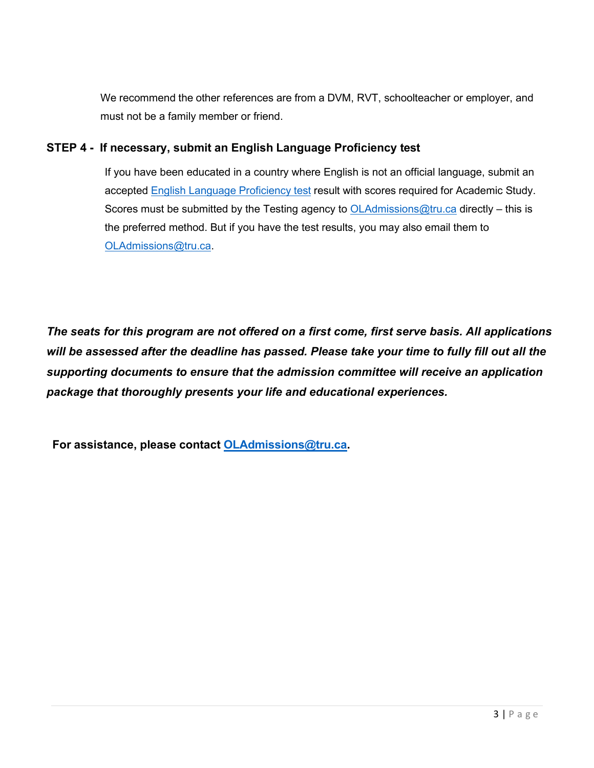We recommend the other references are from a DVM, RVT, schoolteacher or employer, and must not be a family member or friend.

**STEP 4 - If necessary, submit an English Language Proficiency test**

If you have been educated in a country where English is not an official language, submit an accepted English Language Proficiency test result with scores required for Academic Study. Scores must be submitted by the Testing agency to OLAdmissions@tru.ca directly – this is the preferred method. But if you have the test results, you may also email them to OLAdmissions@tru.ca.

***The seats for this program are not offered on a first come, first serve basis. All applications will be assessed after the deadline has passed. Please take your time to fully fill out all the supporting documents to ensure that the admission committee will receive an application package that thoroughly presents your life and educational experiences.***

**For assistance, please contact OLAdmissions@tru.ca.**